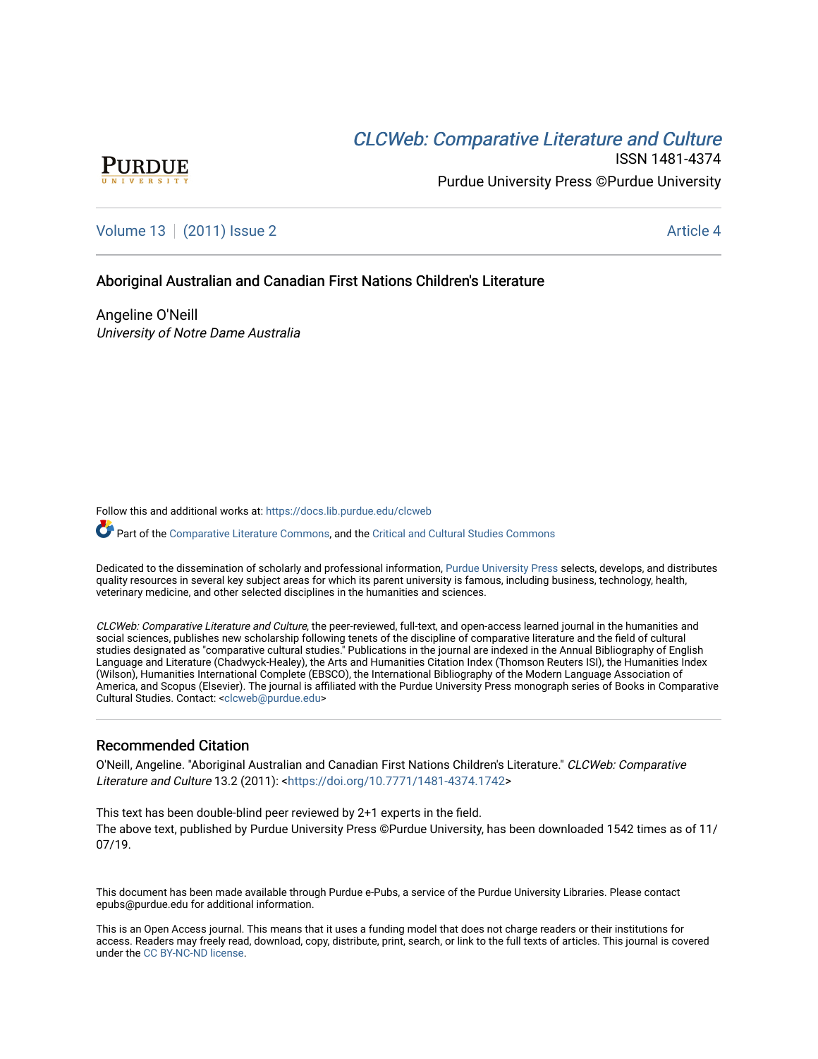PURDUE UNIVERSITY

# CLCWeb: Comparative Literature and Culture

ISSN 1481-4374

Purdue University Press ©Purdue University

Volume 13 | (2011) Issue 2 — Article 4

## Aboriginal Australian and Canadian First Nations Children's Literature

Angeline O'Neill
*University of Notre Dame Australia*

Follow this and additional works at: https://docs.lib.purdue.edu/clcweb

Part of the Comparative Literature Commons, and the Critical and Cultural Studies Commons

Dedicated to the dissemination of scholarly and professional information, Purdue University Press selects, develops, and distributes quality resources in several key subject areas for which its parent university is famous, including business, technology, health, veterinary medicine, and other selected disciplines in the humanities and sciences.

*CLCWeb: Comparative Literature and Culture*, the peer-reviewed, full-text, and open-access learned journal in the humanities and social sciences, publishes new scholarship following tenets of the discipline of comparative literature and the field of cultural studies designated as "comparative cultural studies." Publications in the journal are indexed in the Annual Bibliography of English Language and Literature (Chadwyck-Healey), the Arts and Humanities Citation Index (Thomson Reuters ISI), the Humanities Index (Wilson), Humanities International Complete (EBSCO), the International Bibliography of the Modern Language Association of America, and Scopus (Elsevier). The journal is affiliated with the Purdue University Press monograph series of Books in Comparative Cultural Studies. Contact: <clcweb@purdue.edu>

### Recommended Citation

O'Neill, Angeline. "Aboriginal Australian and Canadian First Nations Children's Literature." *CLCWeb: Comparative Literature and Culture* 13.2 (2011): <https://doi.org/10.7771/1481-4374.1742>

This text has been double-blind peer reviewed by 2+1 experts in the field.
The above text, published by Purdue University Press ©Purdue University, has been downloaded 1542 times as of 11/07/19.

This document has been made available through Purdue e-Pubs, a service of the Purdue University Libraries. Please contact epubs@purdue.edu for additional information.

This is an Open Access journal. This means that it uses a funding model that does not charge readers or their institutions for access. Readers may freely read, download, copy, distribute, print, search, or link to the full texts of articles. This journal is covered under the CC BY-NC-ND license.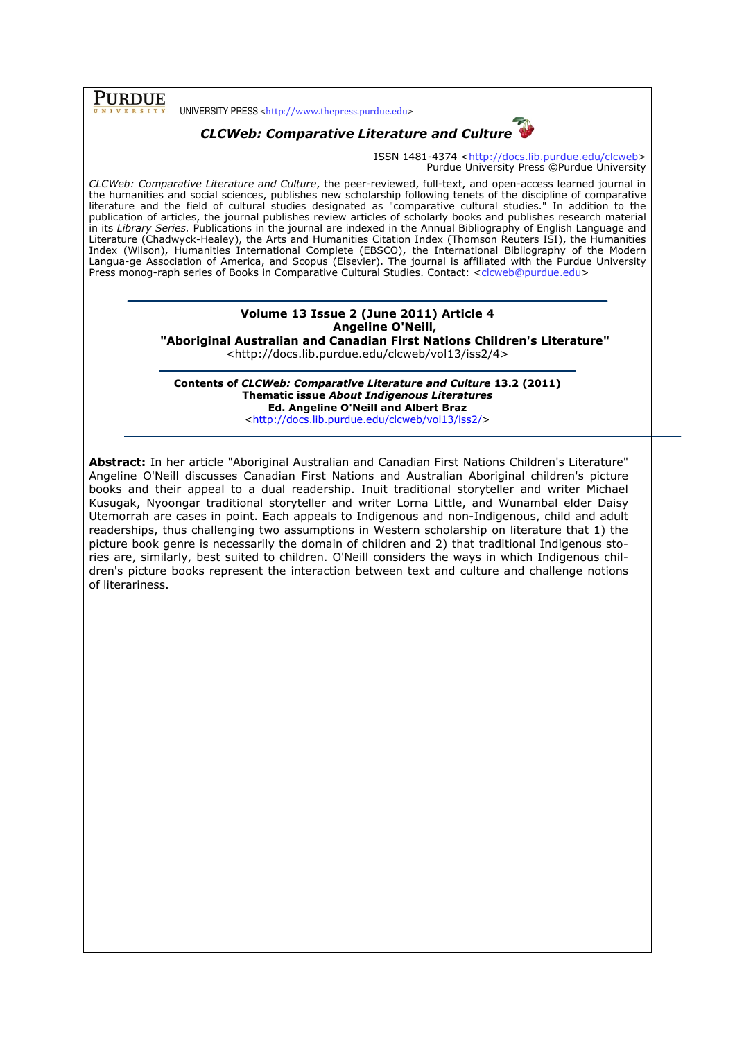PURDUE UNIVERSITY PRESS <http://www.thepress.purdue.edu>

***CLCWeb: Comparative Literature and Culture***

ISSN 1481-4374 <http://docs.lib.purdue.edu/clcweb>
Purdue University Press ©Purdue University

*CLCWeb: Comparative Literature and Culture*, the peer-reviewed, full-text, and open-access learned journal in the humanities and social sciences, publishes new scholarship following tenets of the discipline of comparative literature and the field of cultural studies designated as "comparative cultural studies." In addition to the publication of articles, the journal publishes review articles of scholarly books and publishes research material in its *Library Series.* Publications in the journal are indexed in the Annual Bibliography of English Language and Literature (Chadwyck-Healey), the Arts and Humanities Citation Index (Thomson Reuters ISI), the Humanities Index (Wilson), Humanities International Complete (EBSCO), the International Bibliography of the Modern Langua-ge Association of America, and Scopus (Elsevier). The journal is affiliated with the Purdue University Press monog-raph series of Books in Comparative Cultural Studies. Contact: <clcweb@purdue.edu>

---

**Volume 13 Issue 2 (June 2011) Article 4**
**Angeline O'Neill,**
**"Aboriginal Australian and Canadian First Nations Children's Literature"**
<http://docs.lib.purdue.edu/clcweb/vol13/iss2/4>

---

**Contents of *CLCWeb: Comparative Literature and Culture* 13.2 (2011)**
**Thematic issue *About Indigenous Literatures***
**Ed. Angeline O'Neill and Albert Braz**
<http://docs.lib.purdue.edu/clcweb/vol13/iss2/>

---

**Abstract:** In her article "Aboriginal Australian and Canadian First Nations Children's Literature" Angeline O'Neill discusses Canadian First Nations and Australian Aboriginal children's picture books and their appeal to a dual readership. Inuit traditional storyteller and writer Michael Kusugak, Nyoongar traditional storyteller and writer Lorna Little, and Wunambal elder Daisy Utemorrah are cases in point. Each appeals to Indigenous and non-Indigenous, child and adult readerships, thus challenging two assumptions in Western scholarship on literature that 1) the picture book genre is necessarily the domain of children and 2) that traditional Indigenous stories are, similarly, best suited to children. O'Neill considers the ways in which Indigenous children's picture books represent the interaction between text and culture and challenge notions of literariness.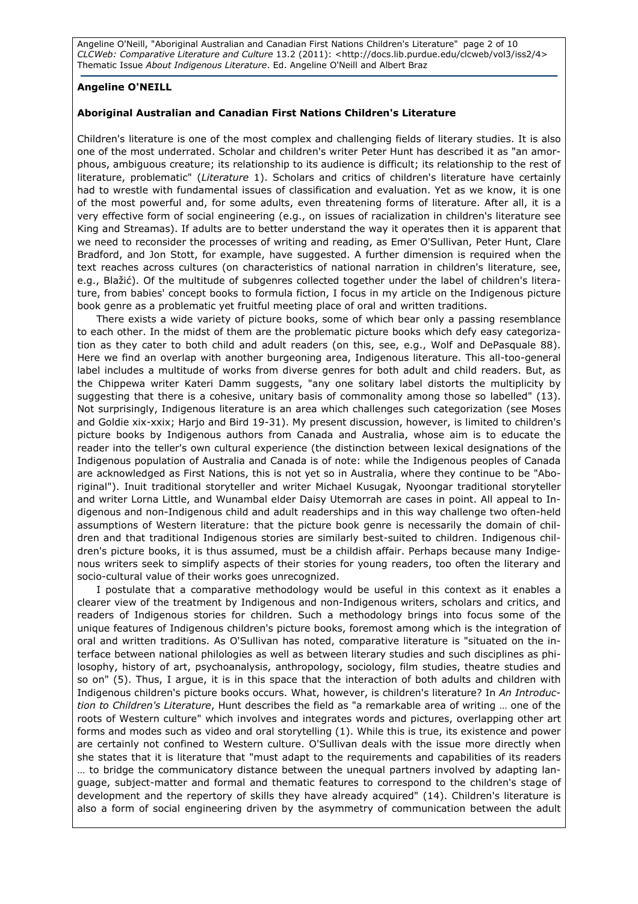**Angeline O'NEILL**

**Aboriginal Australian and Canadian First Nations Children's Literature**

Children's literature is one of the most complex and challenging fields of literary studies. It is also one of the most underrated. Scholar and children's writer Peter Hunt has described it as "an amorphous, ambiguous creature; its relationship to its audience is difficult; its relationship to the rest of literature, problematic" (*Literature* 1). Scholars and critics of children's literature have certainly had to wrestle with fundamental issues of classification and evaluation. Yet as we know, it is one of the most powerful and, for some adults, even threatening forms of literature. After all, it is a very effective form of social engineering (e.g., on issues of racialization in children's literature see King and Streamas). If adults are to better understand the way it operates then it is apparent that we need to reconsider the processes of writing and reading, as Emer O'Sullivan, Peter Hunt, Clare Bradford, and Jon Stott, for example, have suggested. A further dimension is required when the text reaches across cultures (on characteristics of national narration in children's literature, see, e.g., Blažić). Of the multitude of subgenres collected together under the label of children's literature, from babies' concept books to formula fiction, I focus in my article on the Indigenous picture book genre as a problematic yet fruitful meeting place of oral and written traditions.

There exists a wide variety of picture books, some of which bear only a passing resemblance to each other. In the midst of them are the problematic picture books which defy easy categorization as they cater to both child and adult readers (on this, see, e.g., Wolf and DePasquale 88). Here we find an overlap with another burgeoning area, Indigenous literature. This all-too-general label includes a multitude of works from diverse genres for both adult and child readers. But, as the Chippewa writer Kateri Damm suggests, "any one solitary label distorts the multiplicity by suggesting that there is a cohesive, unitary basis of commonality among those so labelled" (13). Not surprisingly, Indigenous literature is an area which challenges such categorization (see Moses and Goldie xix-xxix; Harjo and Bird 19-31). My present discussion, however, is limited to children's picture books by Indigenous authors from Canada and Australia, whose aim is to educate the reader into the teller's own cultural experience (the distinction between lexical designations of the Indigenous population of Australia and Canada is of note: while the Indigenous peoples of Canada are acknowledged as First Nations, this is not yet so in Australia, where they continue to be "Aboriginal"). Inuit traditional storyteller and writer Michael Kusugak, Nyoongar traditional storyteller and writer Lorna Little, and Wunambal elder Daisy Utemorrah are cases in point. All appeal to Indigenous and non-Indigenous child and adult readerships and in this way challenge two often-held assumptions of Western literature: that the picture book genre is necessarily the domain of children and that traditional Indigenous stories are similarly best-suited to children. Indigenous children's picture books, it is thus assumed, must be a childish affair. Perhaps because many Indigenous writers seek to simplify aspects of their stories for young readers, too often the literary and socio-cultural value of their works goes unrecognized.

I postulate that a comparative methodology would be useful in this context as it enables a clearer view of the treatment by Indigenous and non-Indigenous writers, scholars and critics, and readers of Indigenous stories for children. Such a methodology brings into focus some of the unique features of Indigenous children's picture books, foremost among which is the integration of oral and written traditions. As O'Sullivan has noted, comparative literature is "situated on the interface between national philologies as well as between literary studies and such disciplines as philosophy, history of art, psychoanalysis, anthropology, sociology, film studies, theatre studies and so on" (5). Thus, I argue, it is in this space that the interaction of both adults and children with Indigenous children's picture books occurs. What, however, is children's literature? In *An Introduction to Children's Literature*, Hunt describes the field as "a remarkable area of writing … one of the roots of Western culture" which involves and integrates words and pictures, overlapping other art forms and modes such as video and oral storytelling (1). While this is true, its existence and power are certainly not confined to Western culture. O'Sullivan deals with the issue more directly when she states that it is literature that "must adapt to the requirements and capabilities of its readers … to bridge the communicatory distance between the unequal partners involved by adapting language, subject-matter and formal and thematic features to correspond to the children's stage of development and the repertory of skills they have already acquired" (14). Children's literature is also a form of social engineering driven by the asymmetry of communication between the adult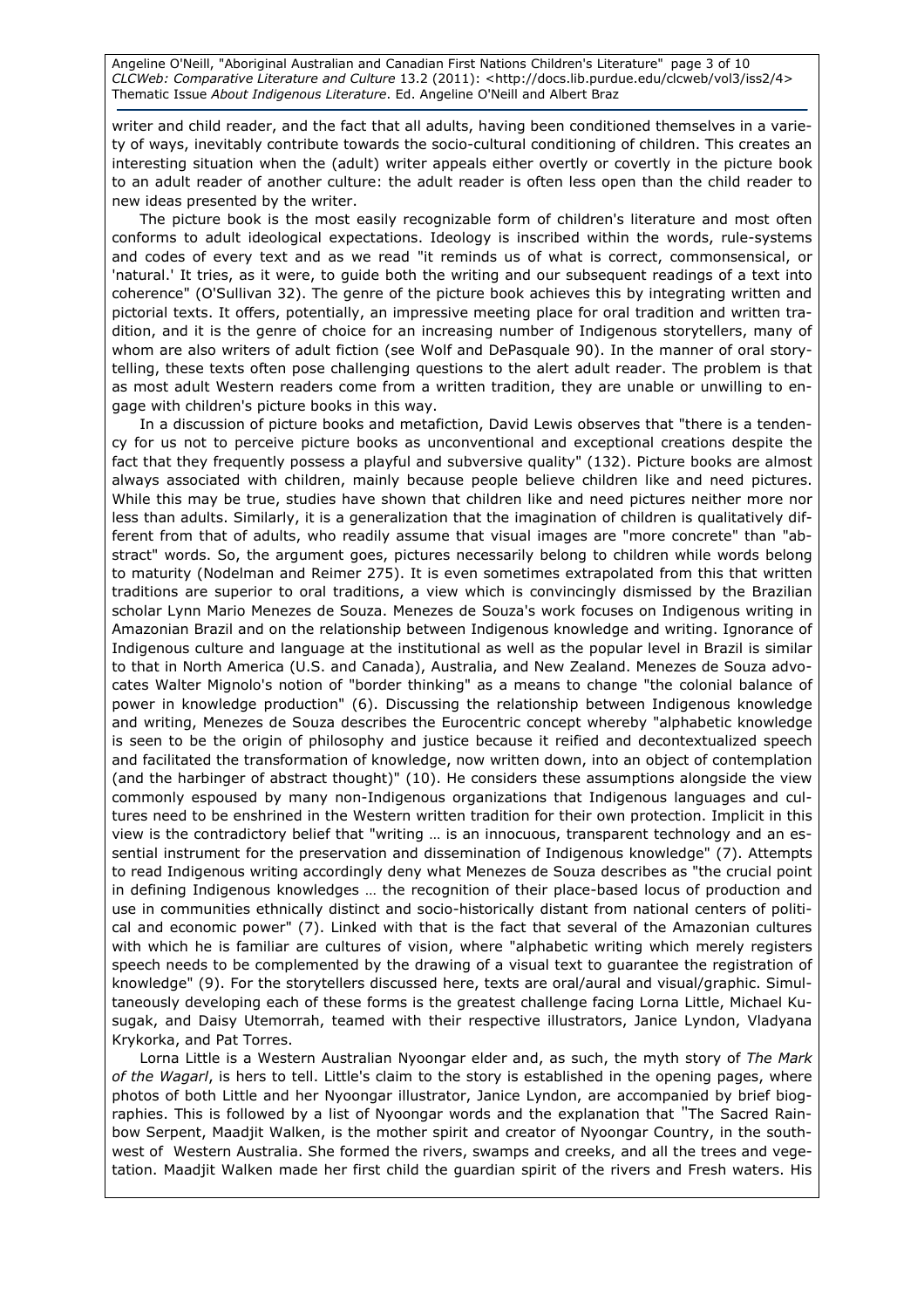writer and child reader, and the fact that all adults, having been conditioned themselves in a variety of ways, inevitably contribute towards the socio-cultural conditioning of children. This creates an interesting situation when the (adult) writer appeals either overtly or covertly in the picture book to an adult reader of another culture: the adult reader is often less open than the child reader to new ideas presented by the writer.

The picture book is the most easily recognizable form of children's literature and most often conforms to adult ideological expectations. Ideology is inscribed within the words, rule-systems and codes of every text and as we read "it reminds us of what is correct, commonsensical, or 'natural.' It tries, as it were, to guide both the writing and our subsequent readings of a text into coherence" (O'Sullivan 32). The genre of the picture book achieves this by integrating written and pictorial texts. It offers, potentially, an impressive meeting place for oral tradition and written tradition, and it is the genre of choice for an increasing number of Indigenous storytellers, many of whom are also writers of adult fiction (see Wolf and DePasquale 90). In the manner of oral storytelling, these texts often pose challenging questions to the alert adult reader. The problem is that as most adult Western readers come from a written tradition, they are unable or unwilling to engage with children's picture books in this way.

In a discussion of picture books and metafiction, David Lewis observes that "there is a tendency for us not to perceive picture books as unconventional and exceptional creations despite the fact that they frequently possess a playful and subversive quality" (132). Picture books are almost always associated with children, mainly because people believe children like and need pictures. While this may be true, studies have shown that children like and need pictures neither more nor less than adults. Similarly, it is a generalization that the imagination of children is qualitatively different from that of adults, who readily assume that visual images are "more concrete" than "abstract" words. So, the argument goes, pictures necessarily belong to children while words belong to maturity (Nodelman and Reimer 275). It is even sometimes extrapolated from this that written traditions are superior to oral traditions, a view which is convincingly dismissed by the Brazilian scholar Lynn Mario Menezes de Souza. Menezes de Souza's work focuses on Indigenous writing in Amazonian Brazil and on the relationship between Indigenous knowledge and writing. Ignorance of Indigenous culture and language at the institutional as well as the popular level in Brazil is similar to that in North America (U.S. and Canada), Australia, and New Zealand. Menezes de Souza advocates Walter Mignolo's notion of "border thinking" as a means to change "the colonial balance of power in knowledge production" (6). Discussing the relationship between Indigenous knowledge and writing, Menezes de Souza describes the Eurocentric concept whereby "alphabetic knowledge is seen to be the origin of philosophy and justice because it reified and decontextualized speech and facilitated the transformation of knowledge, now written down, into an object of contemplation (and the harbinger of abstract thought)" (10). He considers these assumptions alongside the view commonly espoused by many non-Indigenous organizations that Indigenous languages and cultures need to be enshrined in the Western written tradition for their own protection. Implicit in this view is the contradictory belief that "writing … is an innocuous, transparent technology and an essential instrument for the preservation and dissemination of Indigenous knowledge" (7). Attempts to read Indigenous writing accordingly deny what Menezes de Souza describes as "the crucial point in defining Indigenous knowledges … the recognition of their place-based locus of production and use in communities ethnically distinct and socio-historically distant from national centers of political and economic power" (7). Linked with that is the fact that several of the Amazonian cultures with which he is familiar are cultures of vision, where "alphabetic writing which merely registers speech needs to be complemented by the drawing of a visual text to guarantee the registration of knowledge" (9). For the storytellers discussed here, texts are oral/aural and visual/graphic. Simultaneously developing each of these forms is the greatest challenge facing Lorna Little, Michael Kusugak, and Daisy Utemorrah, teamed with their respective illustrators, Janice Lyndon, Vladyana Krykorka, and Pat Torres.

Lorna Little is a Western Australian Nyoongar elder and, as such, the myth story of *The Mark of the Wagarl*, is hers to tell. Little's claim to the story is established in the opening pages, where photos of both Little and her Nyoongar illustrator, Janice Lyndon, are accompanied by brief biographies. This is followed by a list of Nyoongar words and the explanation that "The Sacred Rainbow Serpent, Maadjit Walken, is the mother spirit and creator of Nyoongar Country, in the southwest of Western Australia. She formed the rivers, swamps and creeks, and all the trees and vegetation. Maadjit Walken made her first child the guardian spirit of the rivers and Fresh waters. His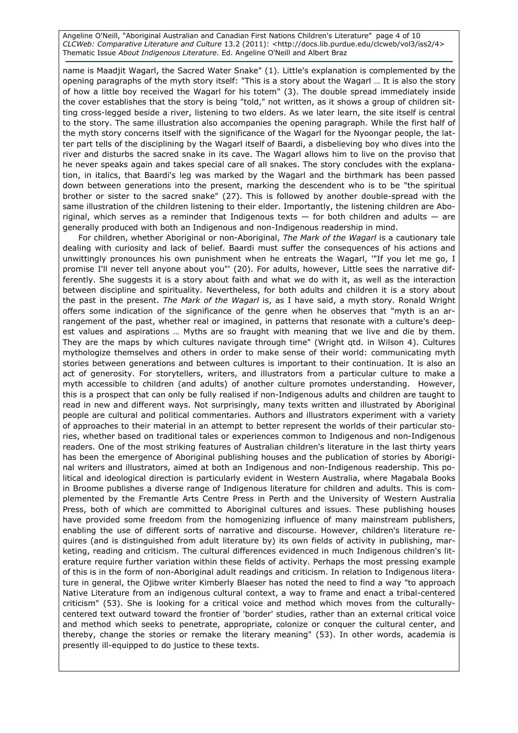name is Maadjit Wagarl, the Sacred Water Snake" (1). Little's explanation is complemented by the opening paragraphs of the myth story itself: "This is a story about the Wagarl … It is also the story of how a little boy received the Wagarl for his totem" (3). The double spread immediately inside the cover establishes that the story is being "told," not written, as it shows a group of children sitting cross-legged beside a river, listening to two elders. As we later learn, the site itself is central to the story. The same illustration also accompanies the opening paragraph. While the first half of the myth story concerns itself with the significance of the Wagarl for the Nyoongar people, the latter part tells of the disciplining by the Wagarl itself of Baardi, a disbelieving boy who dives into the river and disturbs the sacred snake in its cave. The Wagarl allows him to live on the proviso that he never speaks again and takes special care of all snakes. The story concludes with the explanation, in italics, that Baardi's leg was marked by the Wagarl and the birthmark has been passed down between generations into the present, marking the descendent who is to be "the spiritual brother or sister to the sacred snake" (27). This is followed by another double-spread with the same illustration of the children listening to their elder. Importantly, the listening children are Aboriginal, which serves as a reminder that Indigenous texts — for both children and adults — are generally produced with both an Indigenous and non-Indigenous readership in mind.

For children, whether Aboriginal or non-Aboriginal, *The Mark of the Wagarl* is a cautionary tale dealing with curiosity and lack of belief. Baardi must suffer the consequences of his actions and unwittingly pronounces his own punishment when he entreats the Wagarl, '"If you let me go, I promise I'll never tell anyone about you"' (20). For adults, however, Little sees the narrative differently. She suggests it is a story about faith and what we do with it, as well as the interaction between discipline and spirituality. Nevertheless, for both adults and children it is a story about the past in the present. *The Mark of the Wagarl* is, as I have said, a myth story. Ronald Wright offers some indication of the significance of the genre when he observes that "myth is an arrangement of the past, whether real or imagined, in patterns that resonate with a culture's deepest values and aspirations … Myths are so fraught with meaning that we live and die by them. They are the maps by which cultures navigate through time" (Wright qtd. in Wilson 4). Cultures mythologize themselves and others in order to make sense of their world: communicating myth stories between generations and between cultures is important to their continuation. It is also an act of generosity. For storytellers, writers, and illustrators from a particular culture to make a myth accessible to children (and adults) of another culture promotes understanding. However, this is a prospect that can only be fully realised if non-Indigenous adults and children are taught to read in new and different ways. Not surprisingly, many texts written and illustrated by Aboriginal people are cultural and political commentaries. Authors and illustrators experiment with a variety of approaches to their material in an attempt to better represent the worlds of their particular stories, whether based on traditional tales or experiences common to Indigenous and non-Indigenous readers. One of the most striking features of Australian children's literature in the last thirty years has been the emergence of Aboriginal publishing houses and the publication of stories by Aboriginal writers and illustrators, aimed at both an Indigenous and non-Indigenous readership. This political and ideological direction is particularly evident in Western Australia, where Magabala Books in Broome publishes a diverse range of Indigenous literature for children and adults. This is complemented by the Fremantle Arts Centre Press in Perth and the University of Western Australia Press, both of which are committed to Aboriginal cultures and issues. These publishing houses have provided some freedom from the homogenizing influence of many mainstream publishers, enabling the use of different sorts of narrative and discourse. However, children's literature requires (and is distinguished from adult literature by) its own fields of activity in publishing, marketing, reading and criticism. The cultural differences evidenced in much Indigenous children's literature require further variation within these fields of activity. Perhaps the most pressing example of this is in the form of non-Aboriginal adult readings and criticism. In relation to Indigenous literature in general, the Ojibwe writer Kimberly Blaeser has noted the need to find a way "to approach Native Literature from an indigenous cultural context, a way to frame and enact a tribal-centered criticism" (53). She is looking for a critical voice and method which moves from the culturally-centered text outward toward the frontier of 'border' studies, rather than an external critical voice and method which seeks to penetrate, appropriate, colonize or conquer the cultural center, and thereby, change the stories or remake the literary meaning" (53). In other words, academia is presently ill-equipped to do justice to these texts.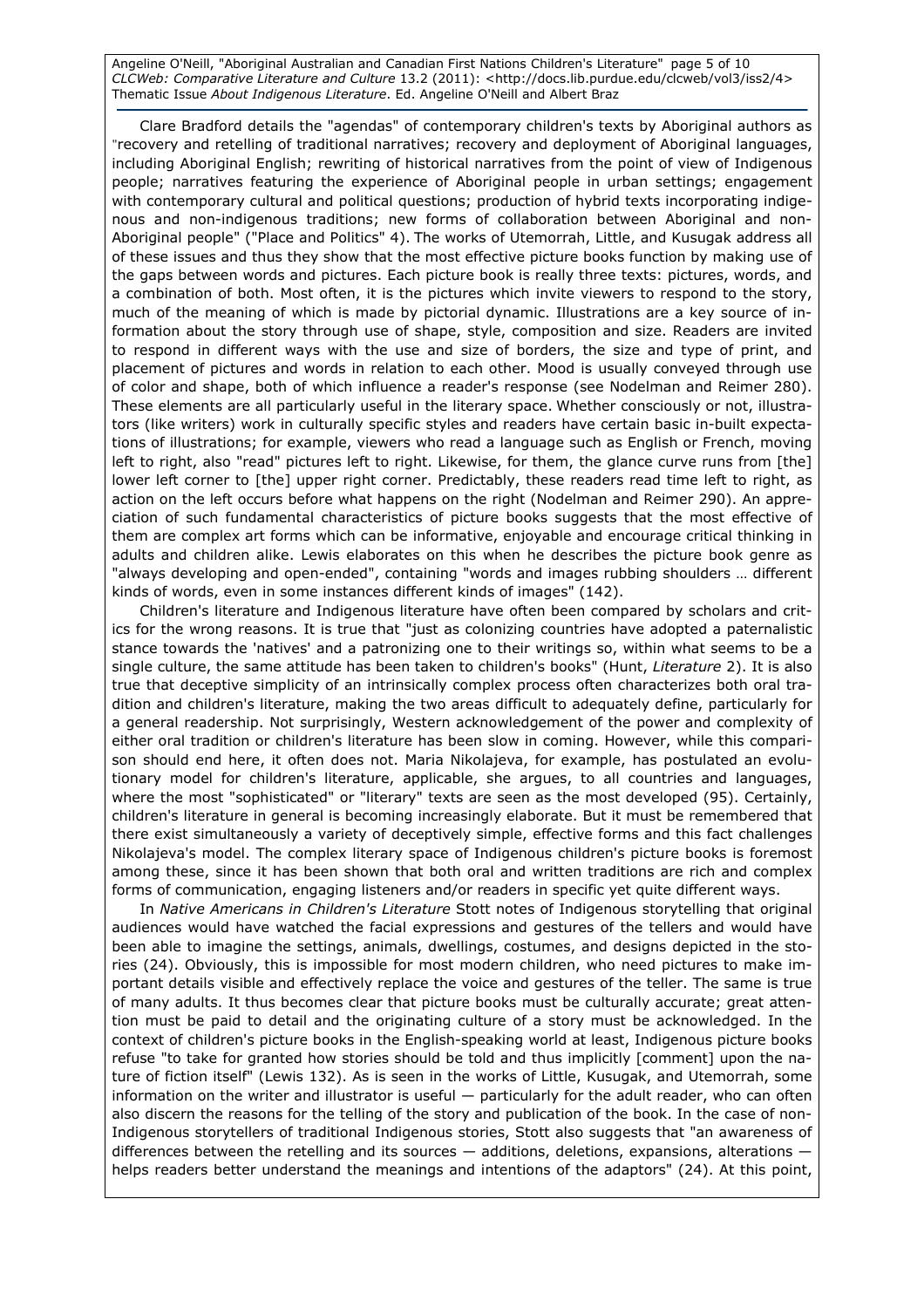Clare Bradford details the "agendas" of contemporary children's texts by Aboriginal authors as "recovery and retelling of traditional narratives; recovery and deployment of Aboriginal languages, including Aboriginal English; rewriting of historical narratives from the point of view of Indigenous people; narratives featuring the experience of Aboriginal people in urban settings; engagement with contemporary cultural and political questions; production of hybrid texts incorporating indigenous and non-indigenous traditions; new forms of collaboration between Aboriginal and non-Aboriginal people" ("Place and Politics" 4). The works of Utemorrah, Little, and Kusugak address all of these issues and thus they show that the most effective picture books function by making use of the gaps between words and pictures. Each picture book is really three texts: pictures, words, and a combination of both. Most often, it is the pictures which invite viewers to respond to the story, much of the meaning of which is made by pictorial dynamic. Illustrations are a key source of information about the story through use of shape, style, composition and size. Readers are invited to respond in different ways with the use and size of borders, the size and type of print, and placement of pictures and words in relation to each other. Mood is usually conveyed through use of color and shape, both of which influence a reader's response (see Nodelman and Reimer 280). These elements are all particularly useful in the literary space. Whether consciously or not, illustrators (like writers) work in culturally specific styles and readers have certain basic in-built expectations of illustrations; for example, viewers who read a language such as English or French, moving left to right, also "read" pictures left to right. Likewise, for them, the glance curve runs from [the] lower left corner to [the] upper right corner. Predictably, these readers read time left to right, as action on the left occurs before what happens on the right (Nodelman and Reimer 290). An appreciation of such fundamental characteristics of picture books suggests that the most effective of them are complex art forms which can be informative, enjoyable and encourage critical thinking in adults and children alike. Lewis elaborates on this when he describes the picture book genre as "always developing and open-ended", containing "words and images rubbing shoulders … different kinds of words, even in some instances different kinds of images" (142).

Children's literature and Indigenous literature have often been compared by scholars and critics for the wrong reasons. It is true that "just as colonizing countries have adopted a paternalistic stance towards the 'natives' and a patronizing one to their writings so, within what seems to be a single culture, the same attitude has been taken to children's books" (Hunt, *Literature* 2). It is also true that deceptive simplicity of an intrinsically complex process often characterizes both oral tradition and children's literature, making the two areas difficult to adequately define, particularly for a general readership. Not surprisingly, Western acknowledgement of the power and complexity of either oral tradition or children's literature has been slow in coming. However, while this comparison should end here, it often does not. Maria Nikolajeva, for example, has postulated an evolutionary model for children's literature, applicable, she argues, to all countries and languages, where the most "sophisticated" or "literary" texts are seen as the most developed (95). Certainly, children's literature in general is becoming increasingly elaborate. But it must be remembered that there exist simultaneously a variety of deceptively simple, effective forms and this fact challenges Nikolajeva's model. The complex literary space of Indigenous children's picture books is foremost among these, since it has been shown that both oral and written traditions are rich and complex forms of communication, engaging listeners and/or readers in specific yet quite different ways.

In *Native Americans in Children's Literature* Stott notes of Indigenous storytelling that original audiences would have watched the facial expressions and gestures of the tellers and would have been able to imagine the settings, animals, dwellings, costumes, and designs depicted in the stories (24). Obviously, this is impossible for most modern children, who need pictures to make important details visible and effectively replace the voice and gestures of the teller. The same is true of many adults. It thus becomes clear that picture books must be culturally accurate; great attention must be paid to detail and the originating culture of a story must be acknowledged. In the context of children's picture books in the English-speaking world at least, Indigenous picture books refuse "to take for granted how stories should be told and thus implicitly [comment] upon the nature of fiction itself" (Lewis 132). As is seen in the works of Little, Kusugak, and Utemorrah, some information on the writer and illustrator is useful — particularly for the adult reader, who can often also discern the reasons for the telling of the story and publication of the book. In the case of non-Indigenous storytellers of traditional Indigenous stories, Stott also suggests that "an awareness of differences between the retelling and its sources — additions, deletions, expansions, alterations — helps readers better understand the meanings and intentions of the adaptors" (24). At this point,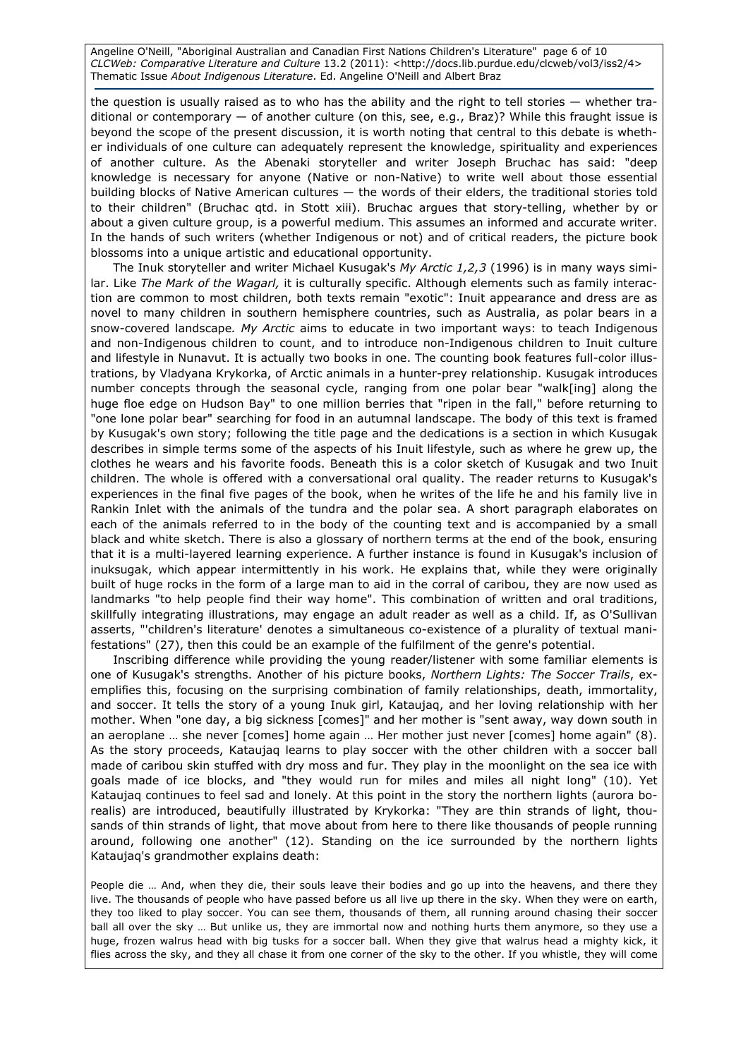the question is usually raised as to who has the ability and the right to tell stories — whether traditional or contemporary — of another culture (on this, see, e.g., Braz)? While this fraught issue is beyond the scope of the present discussion, it is worth noting that central to this debate is whether individuals of one culture can adequately represent the knowledge, spirituality and experiences of another culture. As the Abenaki storyteller and writer Joseph Bruchac has said: "deep knowledge is necessary for anyone (Native or non-Native) to write well about those essential building blocks of Native American cultures — the words of their elders, the traditional stories told to their children" (Bruchac qtd. in Stott xiii). Bruchac argues that story-telling, whether by or about a given culture group, is a powerful medium. This assumes an informed and accurate writer. In the hands of such writers (whether Indigenous or not) and of critical readers, the picture book blossoms into a unique artistic and educational opportunity.

The Inuk storyteller and writer Michael Kusugak's *My Arctic 1,2,3* (1996) is in many ways similar. Like *The Mark of the Wagarl,* it is culturally specific. Although elements such as family interaction are common to most children, both texts remain "exotic": Inuit appearance and dress are as novel to many children in southern hemisphere countries, such as Australia, as polar bears in a snow-covered landscape. *My Arctic* aims to educate in two important ways: to teach Indigenous and non-Indigenous children to count, and to introduce non-Indigenous children to Inuit culture and lifestyle in Nunavut. It is actually two books in one. The counting book features full-color illustrations, by Vladyana Krykorka, of Arctic animals in a hunter-prey relationship. Kusugak introduces number concepts through the seasonal cycle, ranging from one polar bear "walk[ing] along the huge floe edge on Hudson Bay" to one million berries that "ripen in the fall," before returning to "one lone polar bear" searching for food in an autumnal landscape. The body of this text is framed by Kusugak's own story; following the title page and the dedications is a section in which Kusugak describes in simple terms some of the aspects of his Inuit lifestyle, such as where he grew up, the clothes he wears and his favorite foods. Beneath this is a color sketch of Kusugak and two Inuit children. The whole is offered with a conversational oral quality. The reader returns to Kusugak's experiences in the final five pages of the book, when he writes of the life he and his family live in Rankin Inlet with the animals of the tundra and the polar sea. A short paragraph elaborates on each of the animals referred to in the body of the counting text and is accompanied by a small black and white sketch. There is also a glossary of northern terms at the end of the book, ensuring that it is a multi-layered learning experience. A further instance is found in Kusugak's inclusion of inuksugak, which appear intermittently in his work. He explains that, while they were originally built of huge rocks in the form of a large man to aid in the corral of caribou, they are now used as landmarks "to help people find their way home". This combination of written and oral traditions, skillfully integrating illustrations, may engage an adult reader as well as a child. If, as O'Sullivan asserts, "'children's literature' denotes a simultaneous co-existence of a plurality of textual manifestations" (27), then this could be an example of the fulfilment of the genre's potential.

Inscribing difference while providing the young reader/listener with some familiar elements is one of Kusugak's strengths. Another of his picture books, *Northern Lights: The Soccer Trails*, exemplifies this, focusing on the surprising combination of family relationships, death, immortality, and soccer. It tells the story of a young Inuk girl, Kataujaq, and her loving relationship with her mother. When "one day, a big sickness [comes]" and her mother is "sent away, way down south in an aeroplane … she never [comes] home again … Her mother just never [comes] home again" (8). As the story proceeds, Kataujaq learns to play soccer with the other children with a soccer ball made of caribou skin stuffed with dry moss and fur. They play in the moonlight on the sea ice with goals made of ice blocks, and "they would run for miles and miles all night long" (10). Yet Kataujaq continues to feel sad and lonely. At this point in the story the northern lights (aurora borealis) are introduced, beautifully illustrated by Krykorka: "They are thin strands of light, thousands of thin strands of light, that move about from here to there like thousands of people running around, following one another" (12). Standing on the ice surrounded by the northern lights Kataujaq's grandmother explains death:

> People die … And, when they die, their souls leave their bodies and go up into the heavens, and there they live. The thousands of people who have passed before us all live up there in the sky. When they were on earth, they too liked to play soccer. You can see them, thousands of them, all running around chasing their soccer ball all over the sky … But unlike us, they are immortal now and nothing hurts them anymore, so they use a huge, frozen walrus head with big tusks for a soccer ball. When they give that walrus head a mighty kick, it flies across the sky, and they all chase it from one corner of the sky to the other. If you whistle, they will come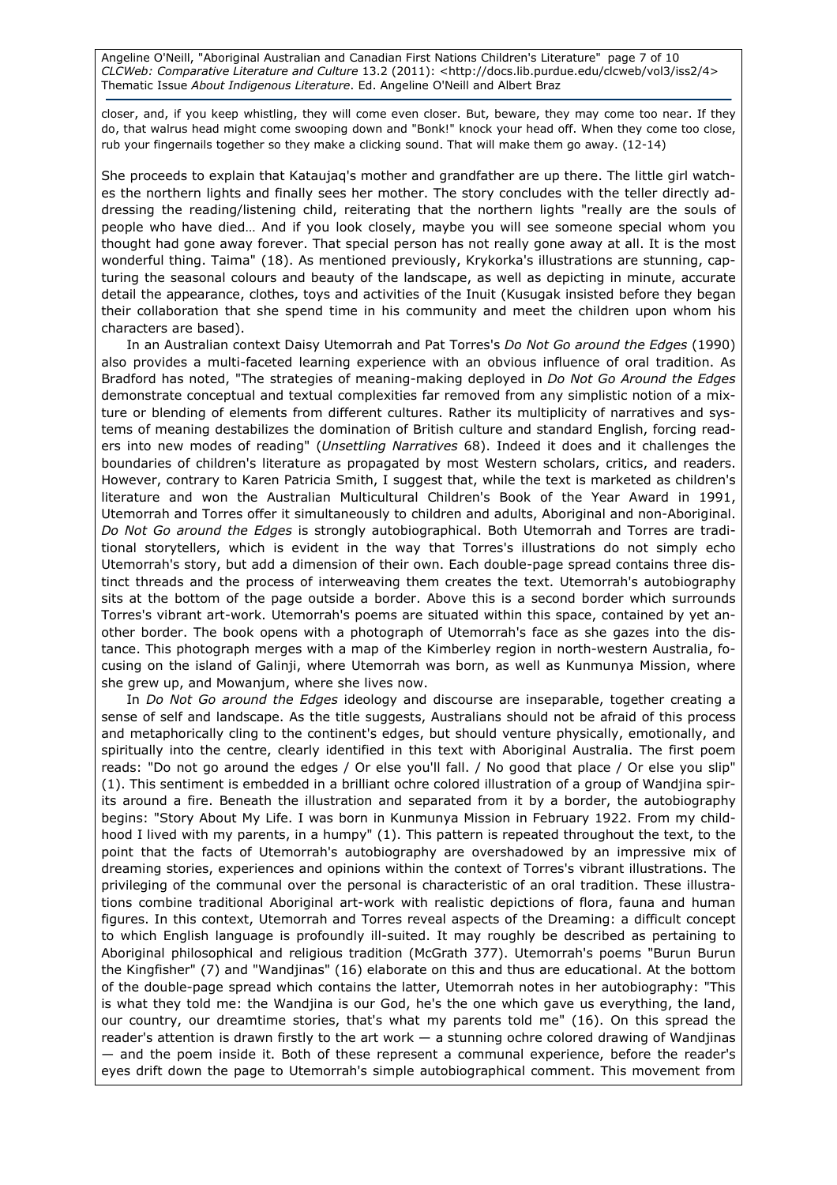closer, and, if you keep whistling, they will come even closer. But, beware, they may come too near. If they do, that walrus head might come swooping down and "Bonk!" knock your head off. When they come too close, rub your fingernails together so they make a clicking sound. That will make them go away. (12-14)

She proceeds to explain that Kataujaq's mother and grandfather are up there. The little girl watches the northern lights and finally sees her mother. The story concludes with the teller directly addressing the reading/listening child, reiterating that the northern lights "really are the souls of people who have died… And if you look closely, maybe you will see someone special whom you thought had gone away forever. That special person has not really gone away at all. It is the most wonderful thing. Taima" (18). As mentioned previously, Krykorka's illustrations are stunning, capturing the seasonal colours and beauty of the landscape, as well as depicting in minute, accurate detail the appearance, clothes, toys and activities of the Inuit (Kusugak insisted before they began their collaboration that she spend time in his community and meet the children upon whom his characters are based).

In an Australian context Daisy Utemorrah and Pat Torres's *Do Not Go around the Edges* (1990) also provides a multi-faceted learning experience with an obvious influence of oral tradition. As Bradford has noted, "The strategies of meaning-making deployed in *Do Not Go Around the Edges* demonstrate conceptual and textual complexities far removed from any simplistic notion of a mixture or blending of elements from different cultures. Rather its multiplicity of narratives and systems of meaning destabilizes the domination of British culture and standard English, forcing readers into new modes of reading" (*Unsettling Narratives* 68). Indeed it does and it challenges the boundaries of children's literature as propagated by most Western scholars, critics, and readers. However, contrary to Karen Patricia Smith, I suggest that, while the text is marketed as children's literature and won the Australian Multicultural Children's Book of the Year Award in 1991, Utemorrah and Torres offer it simultaneously to children and adults, Aboriginal and non-Aboriginal. *Do Not Go around the Edges* is strongly autobiographical. Both Utemorrah and Torres are traditional storytellers, which is evident in the way that Torres's illustrations do not simply echo Utemorrah's story, but add a dimension of their own. Each double-page spread contains three distinct threads and the process of interweaving them creates the text. Utemorrah's autobiography sits at the bottom of the page outside a border. Above this is a second border which surrounds Torres's vibrant art-work. Utemorrah's poems are situated within this space, contained by yet another border. The book opens with a photograph of Utemorrah's face as she gazes into the distance. This photograph merges with a map of the Kimberley region in north-western Australia, focusing on the island of Galinji, where Utemorrah was born, as well as Kunmunya Mission, where she grew up, and Mowanjum, where she lives now.

In *Do Not Go around the Edges* ideology and discourse are inseparable, together creating a sense of self and landscape. As the title suggests, Australians should not be afraid of this process and metaphorically cling to the continent's edges, but should venture physically, emotionally, and spiritually into the centre, clearly identified in this text with Aboriginal Australia. The first poem reads: "Do not go around the edges / Or else you'll fall. / No good that place / Or else you slip" (1). This sentiment is embedded in a brilliant ochre colored illustration of a group of Wandjina spirits around a fire. Beneath the illustration and separated from it by a border, the autobiography begins: "Story About My Life. I was born in Kunmunya Mission in February 1922. From my childhood I lived with my parents, in a humpy" (1). This pattern is repeated throughout the text, to the point that the facts of Utemorrah's autobiography are overshadowed by an impressive mix of dreaming stories, experiences and opinions within the context of Torres's vibrant illustrations. The privileging of the communal over the personal is characteristic of an oral tradition. These illustrations combine traditional Aboriginal art-work with realistic depictions of flora, fauna and human figures. In this context, Utemorrah and Torres reveal aspects of the Dreaming: a difficult concept to which English language is profoundly ill-suited. It may roughly be described as pertaining to Aboriginal philosophical and religious tradition (McGrath 377). Utemorrah's poems "Burun Burun the Kingfisher" (7) and "Wandjinas" (16) elaborate on this and thus are educational. At the bottom of the double-page spread which contains the latter, Utemorrah notes in her autobiography: "This is what they told me: the Wandjina is our God, he's the one which gave us everything, the land, our country, our dreamtime stories, that's what my parents told me" (16). On this spread the reader's attention is drawn firstly to the art work — a stunning ochre colored drawing of Wandjinas — and the poem inside it. Both of these represent a communal experience, before the reader's eyes drift down the page to Utemorrah's simple autobiographical comment. This movement from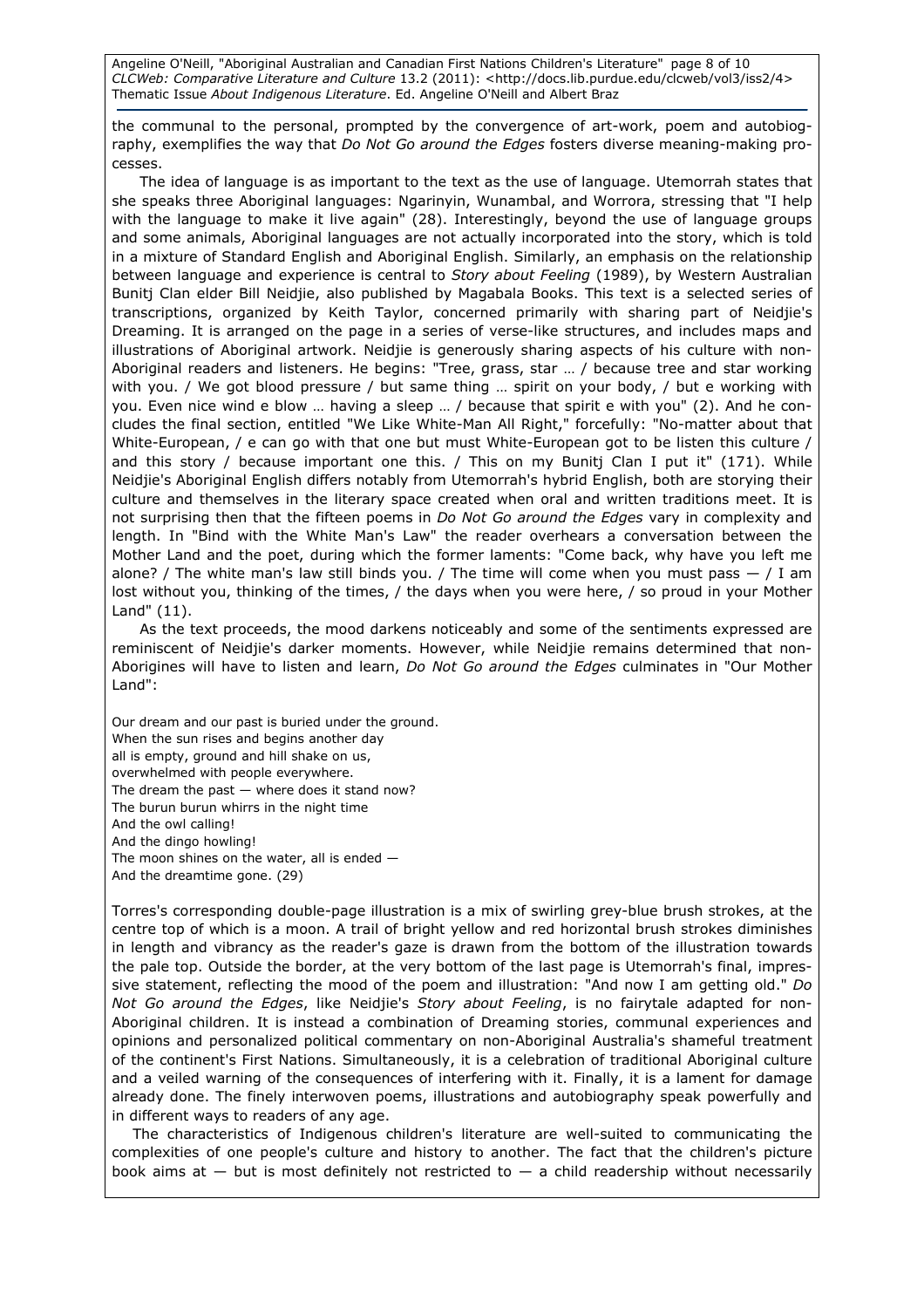the communal to the personal, prompted by the convergence of art-work, poem and autobiography, exemplifies the way that *Do Not Go around the Edges* fosters diverse meaning-making processes.

The idea of language is as important to the text as the use of language. Utemorrah states that she speaks three Aboriginal languages: Ngarinyin, Wunambal, and Worrora, stressing that "I help with the language to make it live again" (28). Interestingly, beyond the use of language groups and some animals, Aboriginal languages are not actually incorporated into the story, which is told in a mixture of Standard English and Aboriginal English. Similarly, an emphasis on the relationship between language and experience is central to *Story about Feeling* (1989), by Western Australian Bunitj Clan elder Bill Neidjie, also published by Magabala Books. This text is a selected series of transcriptions, organized by Keith Taylor, concerned primarily with sharing part of Neidjie's Dreaming. It is arranged on the page in a series of verse-like structures, and includes maps and illustrations of Aboriginal artwork. Neidjie is generously sharing aspects of his culture with non-Aboriginal readers and listeners. He begins: "Tree, grass, star … / because tree and star working with you. / We got blood pressure / but same thing … spirit on your body, / but e working with you. Even nice wind e blow … having a sleep … / because that spirit e with you" (2). And he concludes the final section, entitled "We Like White-Man All Right," forcefully: "No-matter about that White-European, / e can go with that one but must White-European got to be listen this culture / and this story / because important one this. / This on my Bunitj Clan I put it" (171). While Neidjie's Aboriginal English differs notably from Utemorrah's hybrid English, both are storying their culture and themselves in the literary space created when oral and written traditions meet. It is not surprising then that the fifteen poems in *Do Not Go around the Edges* vary in complexity and length. In "Bind with the White Man's Law" the reader overhears a conversation between the Mother Land and the poet, during which the former laments: "Come back, why have you left me alone? / The white man's law still binds you. / The time will come when you must pass — / I am lost without you, thinking of the times, / the days when you were here, / so proud in your Mother Land" (11).

As the text proceeds, the mood darkens noticeably and some of the sentiments expressed are reminiscent of Neidjie's darker moments. However, while Neidjie remains determined that non-Aborigines will have to listen and learn, *Do Not Go around the Edges* culminates in "Our Mother Land":

Our dream and our past is buried under the ground.  
When the sun rises and begins another day  
all is empty, ground and hill shake on us,  
overwhelmed with people everywhere.  
The dream the past — where does it stand now?  
The burun burun whirrs in the night time  
And the owl calling!  
And the dingo howling!  
The moon shines on the water, all is ended —  
And the dreamtime gone. (29)

Torres's corresponding double-page illustration is a mix of swirling grey-blue brush strokes, at the centre top of which is a moon. A trail of bright yellow and red horizontal brush strokes diminishes in length and vibrancy as the reader's gaze is drawn from the bottom of the illustration towards the pale top. Outside the border, at the very bottom of the last page is Utemorrah's final, impressive statement, reflecting the mood of the poem and illustration: "And now I am getting old." *Do Not Go around the Edges*, like Neidjie's *Story about Feeling*, is no fairytale adapted for non-Aboriginal children. It is instead a combination of Dreaming stories, communal experiences and opinions and personalized political commentary on non-Aboriginal Australia's shameful treatment of the continent's First Nations. Simultaneously, it is a celebration of traditional Aboriginal culture and a veiled warning of the consequences of interfering with it. Finally, it is a lament for damage already done. The finely interwoven poems, illustrations and autobiography speak powerfully and in different ways to readers of any age.

The characteristics of Indigenous children's literature are well-suited to communicating the complexities of one people's culture and history to another. The fact that the children's picture book aims at — but is most definitely not restricted to — a child readership without necessarily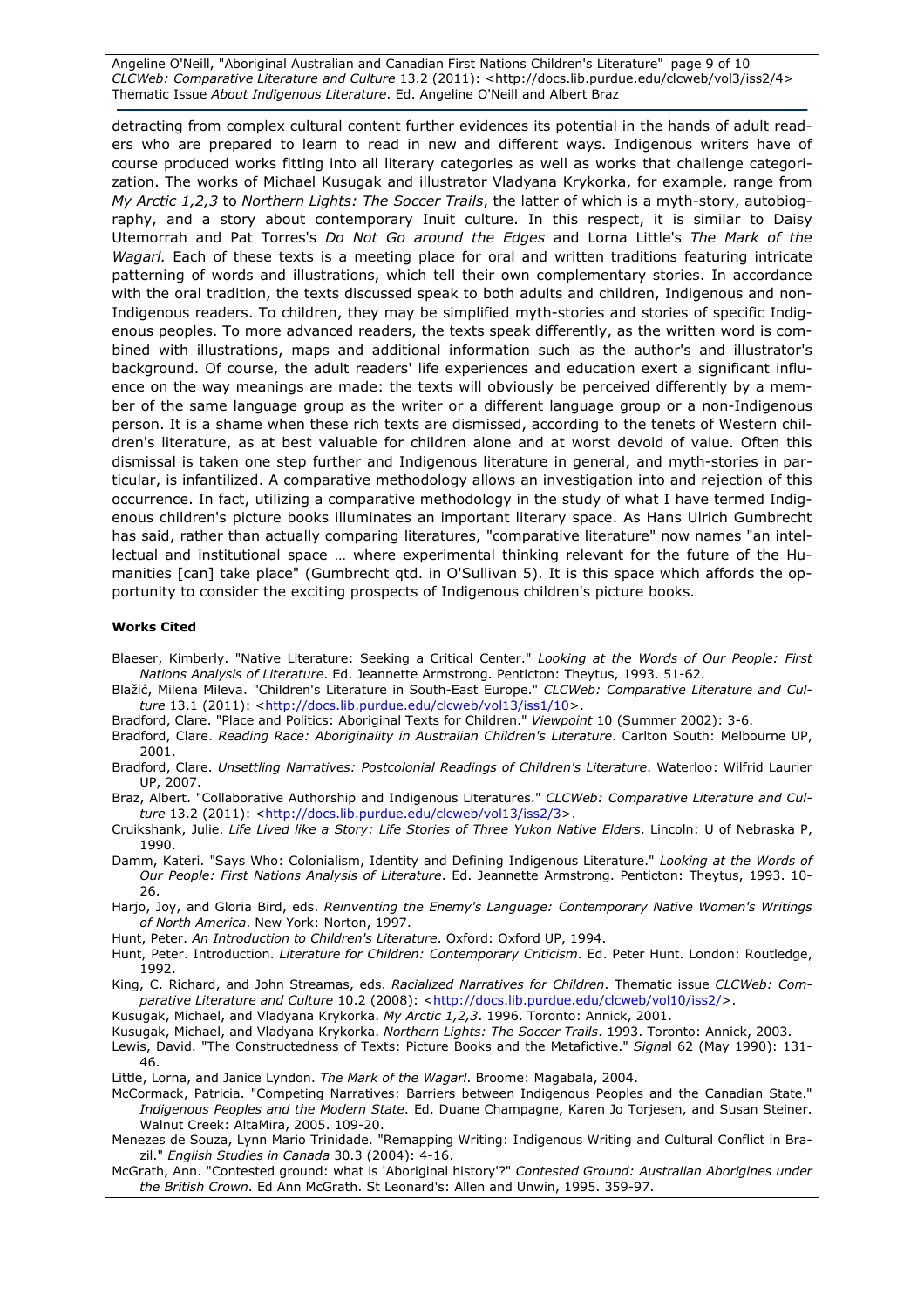detracting from complex cultural content further evidences its potential in the hands of adult readers who are prepared to learn to read in new and different ways. Indigenous writers have of course produced works fitting into all literary categories as well as works that challenge categorization. The works of Michael Kusugak and illustrator Vladyana Krykorka, for example, range from *My Arctic 1,2,3* to *Northern Lights: The Soccer Trails*, the latter of which is a myth-story, autobiography, and a story about contemporary Inuit culture. In this respect, it is similar to Daisy Utemorrah and Pat Torres's *Do Not Go around the Edges* and Lorna Little's *The Mark of the Wagarl.* Each of these texts is a meeting place for oral and written traditions featuring intricate patterning of words and illustrations, which tell their own complementary stories. In accordance with the oral tradition, the texts discussed speak to both adults and children, Indigenous and non-Indigenous readers. To children, they may be simplified myth-stories and stories of specific Indigenous peoples. To more advanced readers, the texts speak differently, as the written word is combined with illustrations, maps and additional information such as the author's and illustrator's background. Of course, the adult readers' life experiences and education exert a significant influence on the way meanings are made: the texts will obviously be perceived differently by a member of the same language group as the writer or a different language group or a non-Indigenous person. It is a shame when these rich texts are dismissed, according to the tenets of Western children's literature, as at best valuable for children alone and at worst devoid of value. Often this dismissal is taken one step further and Indigenous literature in general, and myth-stories in particular, is infantilized. A comparative methodology allows an investigation into and rejection of this occurrence. In fact, utilizing a comparative methodology in the study of what I have termed Indigenous children's picture books illuminates an important literary space. As Hans Ulrich Gumbrecht has said, rather than actually comparing literatures, "comparative literature" now names "an intellectual and institutional space … where experimental thinking relevant for the future of the Humanities [can] take place" (Gumbrecht qtd. in O'Sullivan 5). It is this space which affords the opportunity to consider the exciting prospects of Indigenous children's picture books.

**Works Cited**

Blaeser, Kimberly. "Native Literature: Seeking a Critical Center." *Looking at the Words of Our People: First Nations Analysis of Literature*. Ed. Jeannette Armstrong. Penticton: Theytus, 1993. 51-62.

Blažić, Milena Mileva. "Children's Literature in South-East Europe." *CLCWeb: Comparative Literature and Culture* 13.1 (2011): <http://docs.lib.purdue.edu/clcweb/vol13/iss1/10>.

Bradford, Clare. "Place and Politics: Aboriginal Texts for Children." *Viewpoint* 10 (Summer 2002): 3-6.

Bradford, Clare. *Reading Race: Aboriginality in Australian Children's Literature*. Carlton South: Melbourne UP, 2001.

Bradford, Clare. *Unsettling Narratives: Postcolonial Readings of Children's Literature*. Waterloo: Wilfrid Laurier UP, 2007.

Braz, Albert. "Collaborative Authorship and Indigenous Literatures." *CLCWeb: Comparative Literature and Culture* 13.2 (2011): <http://docs.lib.purdue.edu/clcweb/vol13/iss2/3>.

Cruikshank, Julie. *Life Lived like a Story: Life Stories of Three Yukon Native Elders*. Lincoln: U of Nebraska P, 1990.

Damm, Kateri. "Says Who: Colonialism, Identity and Defining Indigenous Literature." *Looking at the Words of Our People: First Nations Analysis of Literature*. Ed. Jeannette Armstrong. Penticton: Theytus, 1993. 10-26.

Harjo, Joy, and Gloria Bird, eds. *Reinventing the Enemy's Language: Contemporary Native Women's Writings of North America*. New York: Norton, 1997.

Hunt, Peter. *An Introduction to Children's Literature*. Oxford: Oxford UP, 1994.

Hunt, Peter. Introduction. *Literature for Children: Contemporary Criticism*. Ed. Peter Hunt. London: Routledge, 1992.

King, C. Richard, and John Streamas, eds. *Racialized Narratives for Children*. Thematic issue *CLCWeb: Comparative Literature and Culture* 10.2 (2008): <http://docs.lib.purdue.edu/clcweb/vol10/iss2/>.

Kusugak, Michael, and Vladyana Krykorka. *My Arctic 1,2,3*. 1996. Toronto: Annick, 2001.

Kusugak, Michael, and Vladyana Krykorka. *Northern Lights: The Soccer Trails*. 1993. Toronto: Annick, 2003.

Lewis, David. "The Constructedness of Texts: Picture Books and the Metafictive." *Signal* 62 (May 1990): 131-46.

Little, Lorna, and Janice Lyndon. *The Mark of the Wagarl*. Broome: Magabala, 2004.

McCormack, Patricia. "Competing Narratives: Barriers between Indigenous Peoples and the Canadian State." *Indigenous Peoples and the Modern State*. Ed. Duane Champagne, Karen Jo Torjesen, and Susan Steiner. Walnut Creek: AltaMira, 2005. 109-20.

Menezes de Souza, Lynn Mario Trinidade. "Remapping Writing: Indigenous Writing and Cultural Conflict in Brazil." *English Studies in Canada* 30.3 (2004): 4-16.

McGrath, Ann. "Contested ground: what is 'Aboriginal history'?" *Contested Ground: Australian Aborigines under the British Crown*. Ed Ann McGrath. St Leonard's: Allen and Unwin, 1995. 359-97.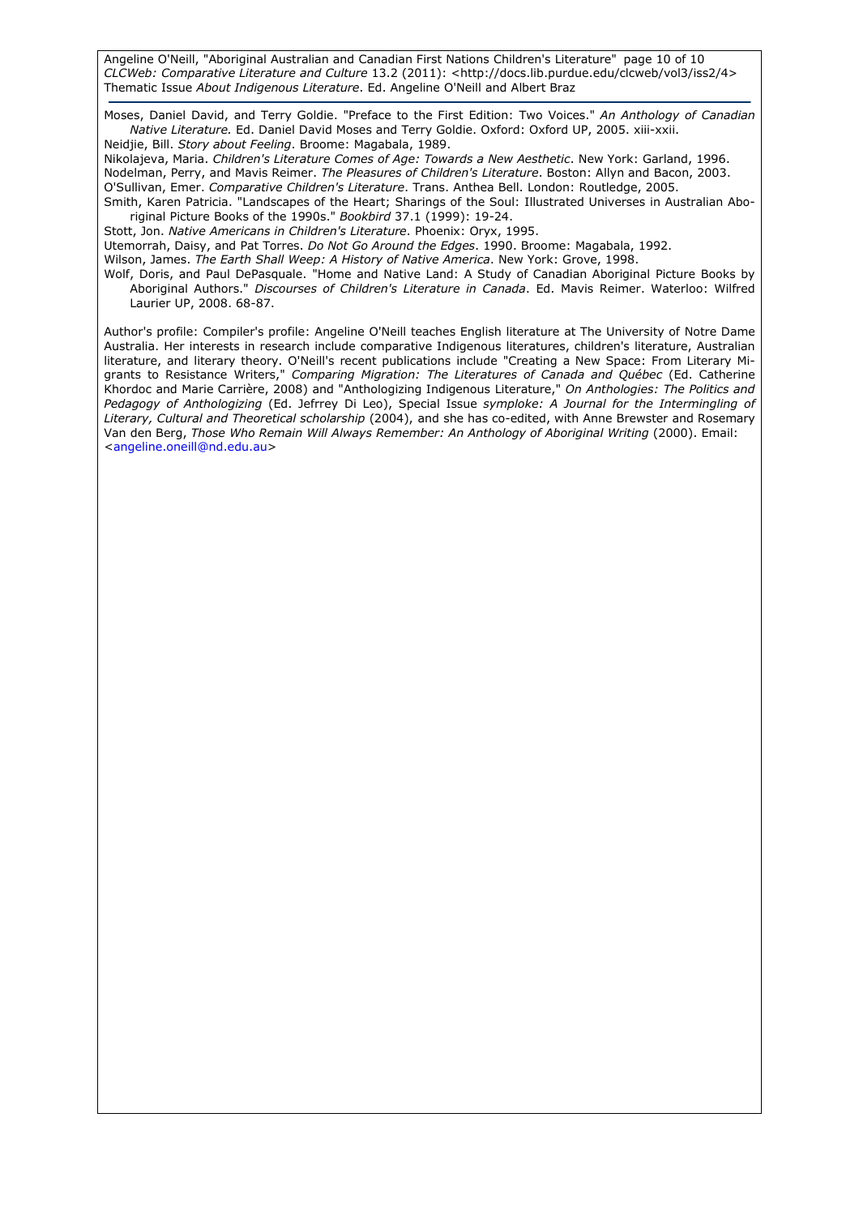Moses, Daniel David, and Terry Goldie. "Preface to the First Edition: Two Voices." *An Anthology of Canadian Native Literature.* Ed. Daniel David Moses and Terry Goldie. Oxford: Oxford UP, 2005. xiii-xxii.

Neidjie, Bill. *Story about Feeling*. Broome: Magabala, 1989.

Nikolajeva, Maria. *Children's Literature Comes of Age: Towards a New Aesthetic*. New York: Garland, 1996.

Nodelman, Perry, and Mavis Reimer. *The Pleasures of Children's Literature*. Boston: Allyn and Bacon, 2003.

O'Sullivan, Emer. *Comparative Children's Literature*. Trans. Anthea Bell. London: Routledge, 2005.

Smith, Karen Patricia. "Landscapes of the Heart; Sharings of the Soul: Illustrated Universes in Australian Aboriginal Picture Books of the 1990s." *Bookbird* 37.1 (1999): 19-24.

Stott, Jon. *Native Americans in Children's Literature*. Phoenix: Oryx, 1995.

Utemorrah, Daisy, and Pat Torres. *Do Not Go Around the Edges*. 1990. Broome: Magabala, 1992.

Wilson, James. *The Earth Shall Weep: A History of Native America*. New York: Grove, 1998.

Wolf, Doris, and Paul DePasquale. "Home and Native Land: A Study of Canadian Aboriginal Picture Books by Aboriginal Authors." *Discourses of Children's Literature in Canada*. Ed. Mavis Reimer. Waterloo: Wilfred Laurier UP, 2008. 68-87.

Author's profile: Compiler's profile: Angeline O'Neill teaches English literature at The University of Notre Dame Australia. Her interests in research include comparative Indigenous literatures, children's literature, Australian literature, and literary theory. O'Neill's recent publications include "Creating a New Space: From Literary Migrants to Resistance Writers," *Comparing Migration: The Literatures of Canada and Québec* (Ed. Catherine Khordoc and Marie Carrière, 2008) and "Anthologizing Indigenous Literature," *On Anthologies: The Politics and Pedagogy of Anthologizing* (Ed. Jefrrey Di Leo), Special Issue *symploke: A Journal for the Intermingling of Literary, Cultural and Theoretical scholarship* (2004), and she has co-edited, with Anne Brewster and Rosemary Van den Berg, *Those Who Remain Will Always Remember: An Anthology of Aboriginal Writing* (2000). Email: <angeline.oneill@nd.edu.au>